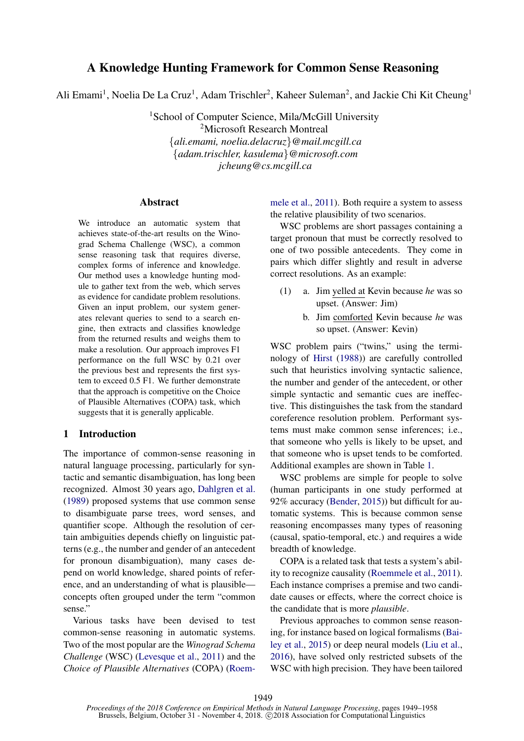# A Knowledge Hunting Framework for Common Sense Reasoning

Ali Emami[1], Noelia De La Cruz[1], Adam Trischler[2], Kaheer Suleman[2], and Jackie Chi Kit Cheung[1]

[1]School of Computer Science, Mila/McGill University
[2]Microsoft Research Montreal
{*ali.emami, noelia.delacruz*}*@mail.mcgill.ca*
{*adam.trischler, kasulema*}*@microsoft.com*
*jcheung@cs.mcgill.ca*

## Abstract

We introduce an automatic system that achieves state-of-the-art results on the Winograd Schema Challenge (WSC), a common sense reasoning task that requires diverse, complex forms of inference and knowledge. Our method uses a knowledge hunting module to gather text from the web, which serves as evidence for candidate problem resolutions. Given an input problem, our system generates relevant queries to send to a search engine, then extracts and classifies knowledge from the returned results and weighs them to make a resolution. Our approach improves F1 performance on the full WSC by 0.21 over the previous best and represents the first system to exceed 0.5 F1. We further demonstrate that the approach is competitive on the Choice of Plausible Alternatives (COPA) task, which suggests that it is generally applicable.

## 1 Introduction

The importance of common-sense reasoning in natural language processing, particularly for syntactic and semantic disambiguation, has long been recognized. Almost 30 years ago, Dahlgren et al. (1989) proposed systems that use common sense to disambiguate parse trees, word senses, and quantifier scope. Although the resolution of certain ambiguities depends chiefly on linguistic patterns (e.g., the number and gender of an antecedent for pronoun disambiguation), many cases depend on world knowledge, shared points of reference, and an understanding of what is plausible—concepts often grouped under the term "common sense."

Various tasks have been devised to test common-sense reasoning in automatic systems. Two of the most popular are the *Winograd Schema Challenge* (WSC) (Levesque et al., 2011) and the *Choice of Plausible Alternatives* (COPA) (Roemmele et al., 2011). Both require a system to assess the relative plausibility of two scenarios.

WSC problems are short passages containing a target pronoun that must be correctly resolved to one of two possible antecedents. They come in pairs which differ slightly and result in adverse correct resolutions. As an example:

(1) a. Jim yelled at Kevin because *he* was so upset. (Answer: Jim)

b. Jim comforted Kevin because *he* was so upset. (Answer: Kevin)

WSC problem pairs ("twins," using the terminology of Hirst (1988)) are carefully controlled such that heuristics involving syntactic salience, the number and gender of the antecedent, or other simple syntactic and semantic cues are ineffective. This distinguishes the task from the standard coreference resolution problem. Performant systems must make common sense inferences; i.e., that someone who yells is likely to be upset, and that someone who is upset tends to be comforted. Additional examples are shown in Table 1.

WSC problems are simple for people to solve (human participants in one study performed at 92% accuracy (Bender, 2015)) but difficult for automatic systems. This is because common sense reasoning encompasses many types of reasoning (causal, spatio-temporal, etc.) and requires a wide breadth of knowledge.

COPA is a related task that tests a system's ability to recognize causality (Roemmele et al., 2011). Each instance comprises a premise and two candidate causes or effects, where the correct choice is the candidate that is more *plausible*.

Previous approaches to common sense reasoning, for instance based on logical formalisms (Bailey et al., 2015) or deep neural models (Liu et al., 2016), have solved only restricted subsets of the WSC with high precision. They have been tailored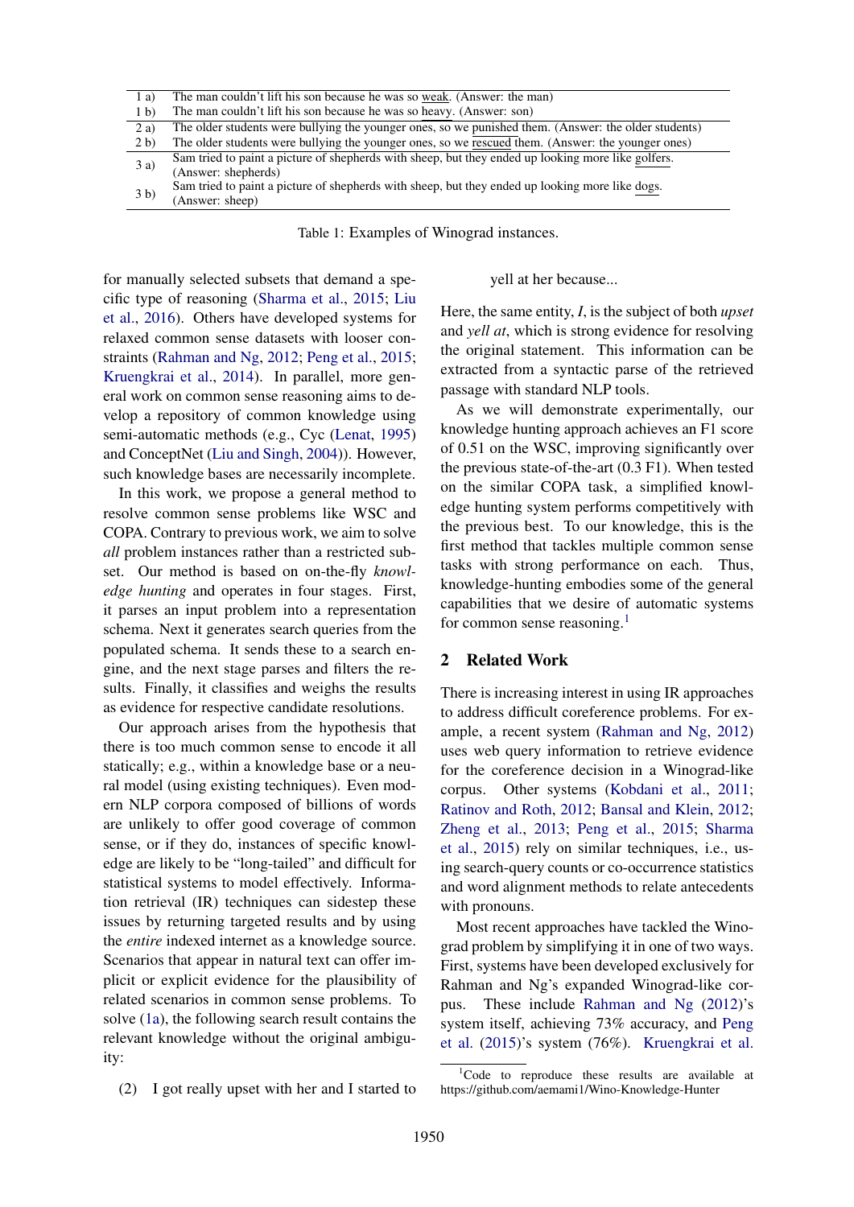| | |
|---|---|
| 1 a) | The man couldn't lift his son because he was so weak. (Answer: the man) |
| 1 b) | The man couldn't lift his son because he was so heavy. (Answer: son) |
| 2 a) | The older students were bullying the younger ones, so we punished them. (Answer: the older students) |
| 2 b) | The older students were bullying the younger ones, so we rescued them. (Answer: the younger ones) |
| 3 a) | Sam tried to paint a picture of shepherds with sheep, but they ended up looking more like golfers. (Answer: shepherds) |
| 3 b) | Sam tried to paint a picture of shepherds with sheep, but they ended up looking more like dogs. (Answer: sheep) |

Table 1: Examples of Winograd instances.

for manually selected subsets that demand a specific type of reasoning (Sharma et al., 2015; Liu et al., 2016). Others have developed systems for relaxed common sense datasets with looser constraints (Rahman and Ng, 2012; Peng et al., 2015; Kruengkrai et al., 2014). In parallel, more general work on common sense reasoning aims to develop a repository of common knowledge using semi-automatic methods (e.g., Cyc (Lenat, 1995) and ConceptNet (Liu and Singh, 2004)). However, such knowledge bases are necessarily incomplete.

In this work, we propose a general method to resolve common sense problems like WSC and COPA. Contrary to previous work, we aim to solve *all* problem instances rather than a restricted subset. Our method is based on on-the-fly *knowledge hunting* and operates in four stages. First, it parses an input problem into a representation schema. Next it generates search queries from the populated schema. It sends these to a search engine, and the next stage parses and filters the results. Finally, it classifies and weighs the results as evidence for respective candidate resolutions.

Our approach arises from the hypothesis that there is too much common sense to encode it all statically; e.g., within a knowledge base or a neural model (using existing techniques). Even modern NLP corpora composed of billions of words are unlikely to offer good coverage of common sense, or if they do, instances of specific knowledge are likely to be "long-tailed" and difficult for statistical systems to model effectively. Information retrieval (IR) techniques can sidestep these issues by returning targeted results and by using the *entire* indexed internet as a knowledge source. Scenarios that appear in natural text can offer implicit or explicit evidence for the plausibility of related scenarios in common sense problems. To solve (1a), the following search result contains the relevant knowledge without the original ambiguity:

(2) I got really upset with her and I started to yell at her because...

Here, the same entity, *I*, is the subject of both *upset* and *yell at*, which is strong evidence for resolving the original statement. This information can be extracted from a syntactic parse of the retrieved passage with standard NLP tools.

As we will demonstrate experimentally, our knowledge hunting approach achieves an F1 score of 0.51 on the WSC, improving significantly over the previous state-of-the-art (0.3 F1). When tested on the similar COPA task, a simplified knowledge hunting system performs competitively with the previous best. To our knowledge, this is the first method that tackles multiple common sense tasks with strong performance on each. Thus, knowledge-hunting embodies some of the general capabilities that we desire of automatic systems for common sense reasoning.[1]

## 2 Related Work

There is increasing interest in using IR approaches to address difficult coreference problems. For example, a recent system (Rahman and Ng, 2012) uses web query information to retrieve evidence for the coreference decision in a Winograd-like corpus. Other systems (Kobdani et al., 2011; Ratinov and Roth, 2012; Bansal and Klein, 2012; Zheng et al., 2013; Peng et al., 2015; Sharma et al., 2015) rely on similar techniques, i.e., using search-query counts or co-occurrence statistics and word alignment methods to relate antecedents with pronouns.

Most recent approaches have tackled the Winograd problem by simplifying it in one of two ways. First, systems have been developed exclusively for Rahman and Ng's expanded Winograd-like corpus. These include Rahman and Ng (2012)'s system itself, achieving 73% accuracy, and Peng et al. (2015)'s system (76%). Kruengkrai et al.

[1] Code to reproduce these results are available at https://github.com/aemami1/Wino-Knowledge-Hunter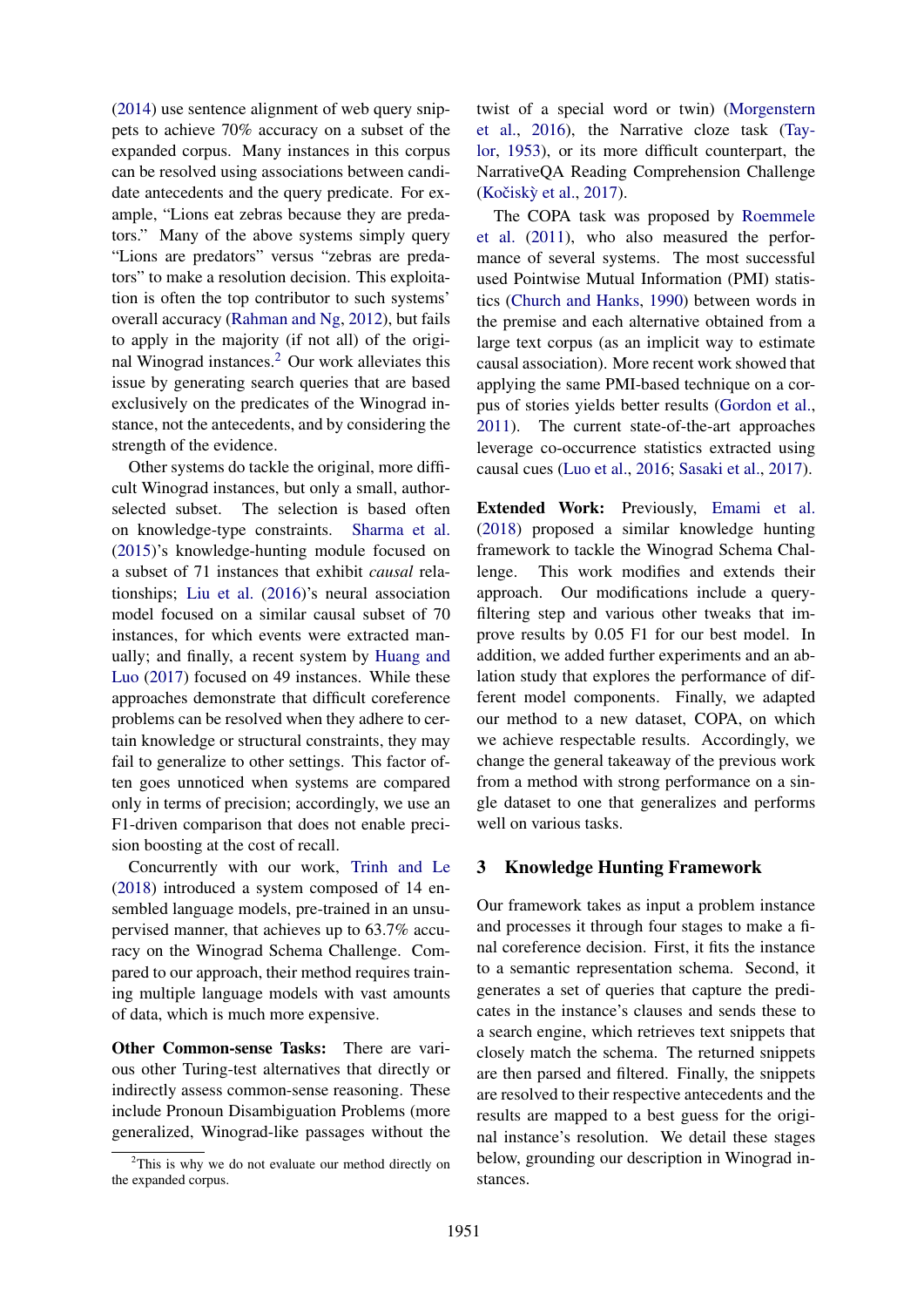(2014) use sentence alignment of web query snippets to achieve 70% accuracy on a subset of the expanded corpus. Many instances in this corpus can be resolved using associations between candidate antecedents and the query predicate. For example, "Lions eat zebras because they are predators." Many of the above systems simply query "Lions are predators" versus "zebras are predators" to make a resolution decision. This exploitation is often the top contributor to such systems' overall accuracy (Rahman and Ng, 2012), but fails to apply in the majority (if not all) of the original Winograd instances.[2] Our work alleviates this issue by generating search queries that are based exclusively on the predicates of the Winograd instance, not the antecedents, and by considering the strength of the evidence.

Other systems do tackle the original, more difficult Winograd instances, but only a small, author-selected subset. The selection is based often on knowledge-type constraints. Sharma et al. (2015)'s knowledge-hunting module focused on a subset of 71 instances that exhibit *causal* relationships; Liu et al. (2016)'s neural association model focused on a similar causal subset of 70 instances, for which events were extracted manually; and finally, a recent system by Huang and Luo (2017) focused on 49 instances. While these approaches demonstrate that difficult coreference problems can be resolved when they adhere to certain knowledge or structural constraints, they may fail to generalize to other settings. This factor often goes unnoticed when systems are compared only in terms of precision; accordingly, we use an F1-driven comparison that does not enable precision boosting at the cost of recall.

Concurrently with our work, Trinh and Le (2018) introduced a system composed of 14 ensembled language models, pre-trained in an unsupervised manner, that achieves up to 63.7% accuracy on the Winograd Schema Challenge. Compared to our approach, their method requires training multiple language models with vast amounts of data, which is much more expensive.

**Other Common-sense Tasks:** There are various other Turing-test alternatives that directly or indirectly assess common-sense reasoning. These include Pronoun Disambiguation Problems (more generalized, Winograd-like passages without the twist of a special word or twin) (Morgenstern et al., 2016), the Narrative cloze task (Taylor, 1953), or its more difficult counterpart, the NarrativeQA Reading Comprehension Challenge (Kočiský et al., 2017).

The COPA task was proposed by Roemmele et al. (2011), who also measured the performance of several systems. The most successful used Pointwise Mutual Information (PMI) statistics (Church and Hanks, 1990) between words in the premise and each alternative obtained from a large text corpus (as an implicit way to estimate causal association). More recent work showed that applying the same PMI-based technique on a corpus of stories yields better results (Gordon et al., 2011). The current state-of-the-art approaches leverage co-occurrence statistics extracted using causal cues (Luo et al., 2016; Sasaki et al., 2017).

**Extended Work:** Previously, Emami et al. (2018) proposed a similar knowledge hunting framework to tackle the Winograd Schema Challenge. This work modifies and extends their approach. Our modifications include a query-filtering step and various other tweaks that improve results by 0.05 F1 for our best model. In addition, we added further experiments and an ablation study that explores the performance of different model components. Finally, we adapted our method to a new dataset, COPA, on which we achieve respectable results. Accordingly, we change the general takeaway of the previous work from a method with strong performance on a single dataset to one that generalizes and performs well on various tasks.

## 3 Knowledge Hunting Framework

Our framework takes as input a problem instance and processes it through four stages to make a final coreference decision. First, it fits the instance to a semantic representation schema. Second, it generates a set of queries that capture the predicates in the instance's clauses and sends these to a search engine, which retrieves text snippets that closely match the schema. The returned snippets are then parsed and filtered. Finally, the snippets are resolved to their respective antecedents and the results are mapped to a best guess for the original instance's resolution. We detail these stages below, grounding our description in Winograd instances.

[2]This is why we do not evaluate our method directly on the expanded corpus.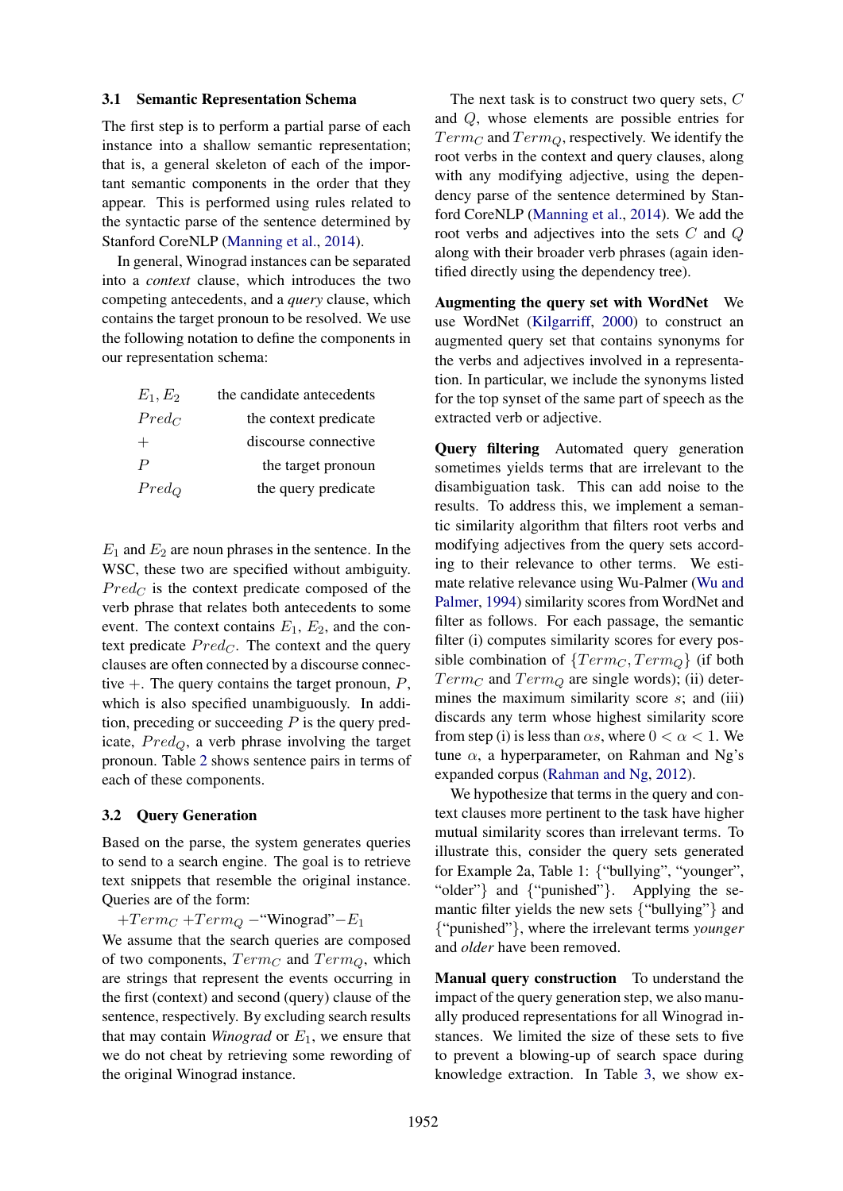### 3.1 Semantic Representation Schema

The first step is to perform a partial parse of each instance into a shallow semantic representation; that is, a general skeleton of each of the important semantic components in the order that they appear. This is performed using rules related to the syntactic parse of the sentence determined by Stanford CoreNLP (Manning et al., 2014).

In general, Winograd instances can be separated into a *context* clause, which introduces the two competing antecedents, and a *query* clause, which contains the target pronoun to be resolved. We use the following notation to define the components in our representation schema:

| | |
|---|---|
| $E_1, E_2$ | the candidate antecedents |
| $Pred_C$ | the context predicate |
| $+$ | discourse connective |
| $P$ | the target pronoun |
| $Pred_Q$ | the query predicate |

$E_1$ and $E_2$ are noun phrases in the sentence. In the WSC, these two are specified without ambiguity. $Pred_C$ is the context predicate composed of the verb phrase that relates both antecedents to some event. The context contains $E_1$, $E_2$, and the context predicate $Pred_C$. The context and the query clauses are often connected by a discourse connective $+$. The query contains the target pronoun, $P$, which is also specified unambiguously. In addition, preceding or succeeding $P$ is the query predicate, $Pred_Q$, a verb phrase involving the target pronoun. Table 2 shows sentence pairs in terms of each of these components.

### 3.2 Query Generation

Based on the parse, the system generates queries to send to a search engine. The goal is to retrieve text snippets that resemble the original instance. Queries are of the form:

$+Term_C$ $+Term_Q$ $-$"Winograd"$-E_1$

We assume that the search queries are composed of two components, $Term_C$ and $Term_Q$, which are strings that represent the events occurring in the first (context) and second (query) clause of the sentence, respectively. By excluding search results that may contain *Winograd* or $E_1$, we ensure that we do not cheat by retrieving some rewording of the original Winograd instance.

The next task is to construct two query sets, $C$ and $Q$, whose elements are possible entries for $Term_C$ and $Term_Q$, respectively. We identify the root verbs in the context and query clauses, along with any modifying adjective, using the dependency parse of the sentence determined by Stanford CoreNLP (Manning et al., 2014). We add the root verbs and adjectives into the sets $C$ and $Q$ along with their broader verb phrases (again identified directly using the dependency tree).

**Augmenting the query set with WordNet** We use WordNet (Kilgarriff, 2000) to construct an augmented query set that contains synonyms for the verbs and adjectives involved in a representation. In particular, we include the synonyms listed for the top synset of the same part of speech as the extracted verb or adjective.

**Query filtering** Automated query generation sometimes yields terms that are irrelevant to the disambiguation task. This can add noise to the results. To address this, we implement a semantic similarity algorithm that filters root verbs and modifying adjectives from the query sets according to their relevance to other terms. We estimate relative relevance using Wu-Palmer (Wu and Palmer, 1994) similarity scores from WordNet and filter as follows. For each passage, the semantic filter (i) computes similarity scores for every possible combination of $\{Term_C, Term_Q\}$ (if both $Term_C$ and $Term_Q$ are single words); (ii) determines the maximum similarity score $s$; and (iii) discards any term whose highest similarity score from step (i) is less than $\alpha s$, where $0 < \alpha < 1$. We tune $\alpha$, a hyperparameter, on Rahman and Ng's expanded corpus (Rahman and Ng, 2012).

We hypothesize that terms in the query and context clauses more pertinent to the task have higher mutual similarity scores than irrelevant terms. To illustrate this, consider the query sets generated for Example 2a, Table 1: {"bullying", "younger", "older"} and {"punished"}. Applying the semantic filter yields the new sets {"bullying"} and {"punished"}, where the irrelevant terms *younger* and *older* have been removed.

**Manual query construction** To understand the impact of the query generation step, we also manually produced representations for all Winograd instances. We limited the size of these sets to five to prevent a blowing-up of search space during knowledge extraction. In Table 3, we show ex-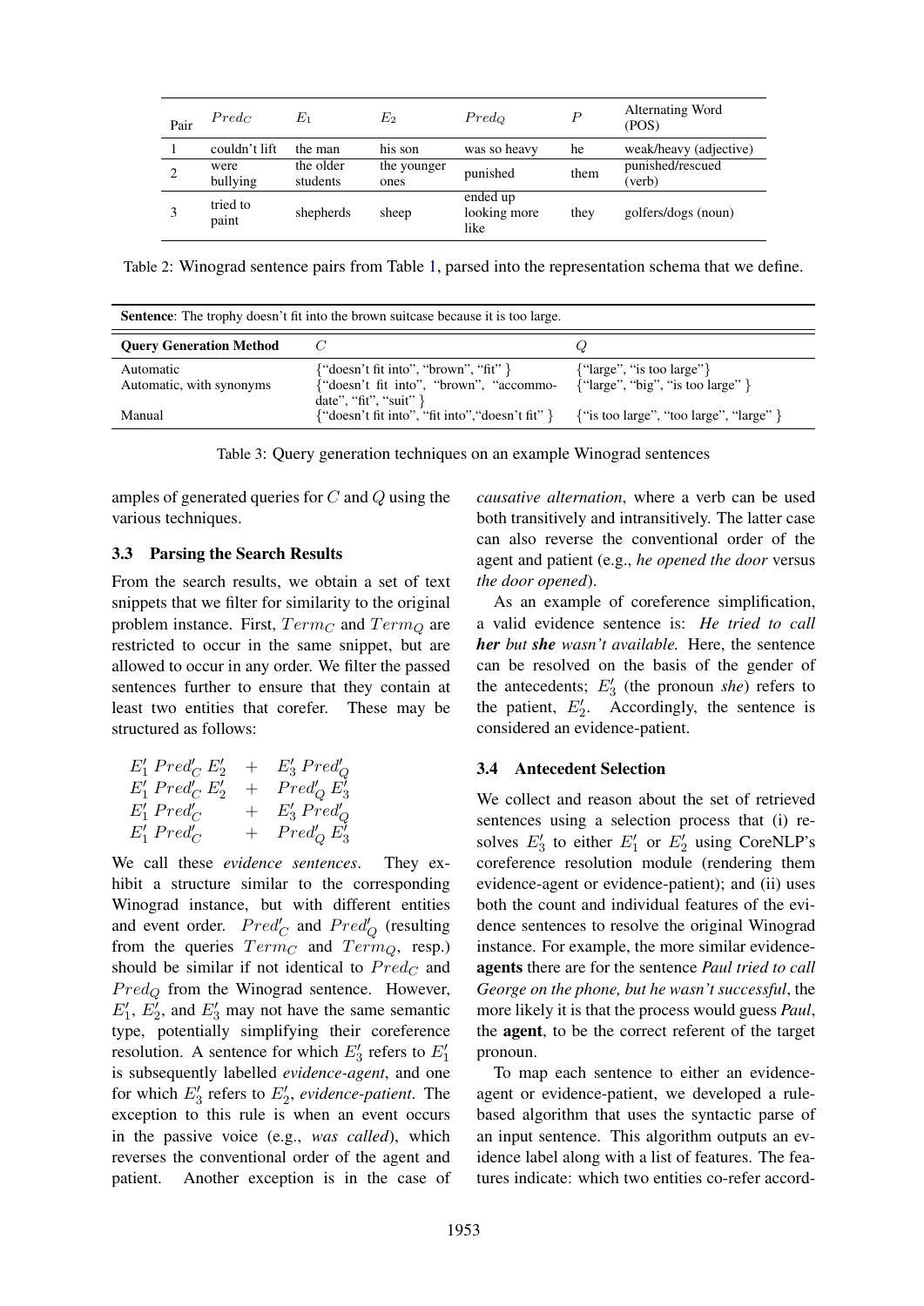| Pair | $Pred_C$ | $E_1$ | $E_2$ | $Pred_Q$ | $P$ | Alternating Word (POS) |
|---|---|---|---|---|---|---|
| 1 | couldn't lift | the man | his son | was so heavy | he | weak/heavy (adjective) |
| 2 | were bullying | the older students | the younger ones | punished | them | punished/rescued (verb) |
| 3 | tried to paint | shepherds | sheep | ended up looking more like | they | golfers/dogs (noun) |

Table 2: Winograd sentence pairs from Table 1, parsed into the representation schema that we define.

| **Sentence**: The trophy doesn't fit into the brown suitcase because it is too large. | | |
|---|---|---|
| **Query Generation Method** | $C$ | $Q$ |
| Automatic | {"doesn't fit into", "brown", "fit" } | {"large", "is too large"} |
| Automatic, with synonyms | {"doesn't fit into", "brown", "accommodate", "fit", "suit" } | {"large", "big", "is too large" } |
| Manual | {"doesn't fit into", "fit into","doesn't fit" } | {"is too large", "too large", "large" } |

Table 3: Query generation techniques on an example Winograd sentences

amples of generated queries for $C$ and $Q$ using the various techniques.

### 3.3 Parsing the Search Results

From the search results, we obtain a set of text snippets that we filter for similarity to the original problem instance. First, $Term_C$ and $Term_Q$ are restricted to occur in the same snippet, but are allowed to occur in any order. We filter the passed sentences further to ensure that they contain at least two entities that corefer. These may be structured as follows:

$$
\begin{array}{lll}
E_1' \; Pred_C' \; E_2' & + & E_3' \; Pred_Q' \\
E_1' \; Pred_C' \; E_2' & + & Pred_Q' \; E_3' \\
E_1' \; Pred_C' & + & E_3' \; Pred_Q' \\
E_1' \; Pred_C' & + & Pred_Q' \; E_3'
\end{array}
$$

We call these *evidence sentences*. They exhibit a structure similar to the corresponding Winograd instance, but with different entities and event order. $Pred_C'$ and $Pred_Q'$ (resulting from the queries $Term_C$ and $Term_Q$, resp.) should be similar if not identical to $Pred_C$ and $Pred_Q$ from the Winograd sentence. However, $E_1'$, $E_2'$, and $E_3'$ may not have the same semantic type, potentially simplifying their coreference resolution. A sentence for which $E_3'$ refers to $E_1'$ is subsequently labelled *evidence-agent*, and one for which $E_3'$ refers to $E_2'$, *evidence-patient*. The exception to this rule is when an event occurs in the passive voice (e.g., *was called*), which reverses the conventional order of the agent and patient. Another exception is in the case of *causative alternation*, where a verb can be used both transitively and intransitively. The latter case can also reverse the conventional order of the agent and patient (e.g., *he opened the door* versus *the door opened*).

As an example of coreference simplification, a valid evidence sentence is: *He tried to call **her** but **she** wasn't available.* Here, the sentence can be resolved on the basis of the gender of the antecedents; $E_3'$ (the pronoun *she*) refers to the patient, $E_2'$. Accordingly, the sentence is considered an evidence-patient.

### 3.4 Antecedent Selection

We collect and reason about the set of retrieved sentences using a selection process that (i) resolves $E_3'$ to either $E_1'$ or $E_2'$ using CoreNLP's coreference resolution module (rendering them evidence-agent or evidence-patient); and (ii) uses both the count and individual features of the evidence sentences to resolve the original Winograd instance. For example, the more similar evidence-**agents** there are for the sentence *Paul tried to call George on the phone, but he wasn't successful*, the more likely it is that the process would guess *Paul*, the **agent**, to be the correct referent of the target pronoun.

To map each sentence to either an evidence-agent or evidence-patient, we developed a rule-based algorithm that uses the syntactic parse of an input sentence. This algorithm outputs an evidence label along with a list of features. The features indicate: which two entities co-refer accord-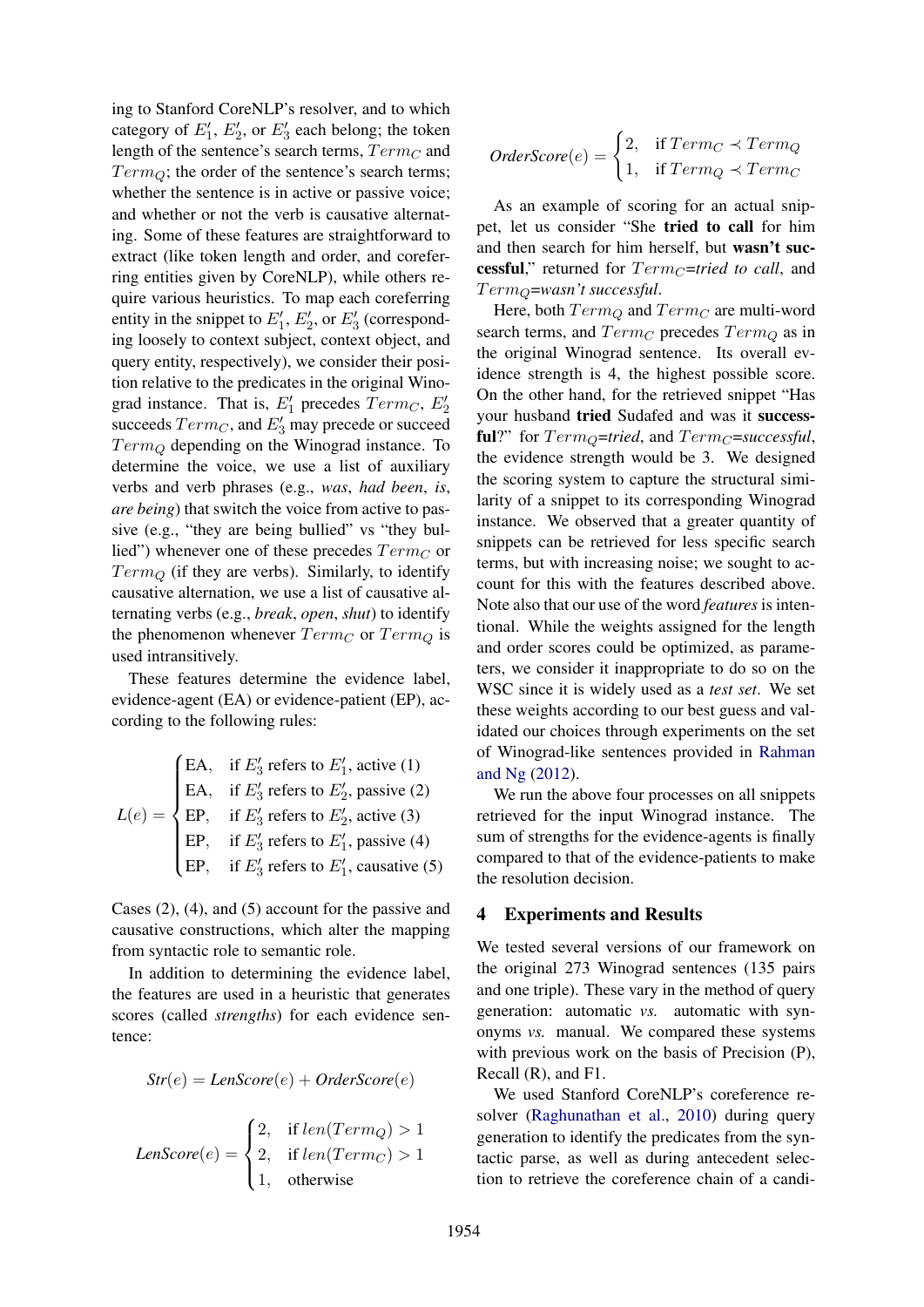ing to Stanford CoreNLP's resolver, and to which category of $E_1'$, $E_2'$, or $E_3'$ each belong; the token length of the sentence's search terms, $Term_C$ and $Term_Q$; the order of the sentence's search terms; whether the sentence is in active or passive voice; and whether or not the verb is causative alternating. Some of these features are straightforward to extract (like token length and order, and coreferring entities given by CoreNLP), while others require various heuristics. To map each coreferring entity in the snippet to $E_1'$, $E_2'$, or $E_3'$ (corresponding loosely to context subject, context object, and query entity, respectively), we consider their position relative to the predicates in the original Winograd instance. That is, $E_1'$ precedes $Term_C$, $E_2'$ succeeds $Term_C$, and $E_3'$ may precede or succeed $Term_Q$ depending on the Winograd instance. To determine the voice, we use a list of auxiliary verbs and verb phrases (e.g., *was*, *had been*, *is*, *are being*) that switch the voice from active to passive (e.g., "they are being bullied" vs "they bullied") whenever one of these precedes $Term_C$ or $Term_Q$ (if they are verbs). Similarly, to identify causative alternation, we use a list of causative alternating verbs (e.g., *break*, *open*, *shut*) to identify the phenomenon whenever $Term_C$ or $Term_Q$ is used intransitively.

These features determine the evidence label, evidence-agent (EA) or evidence-patient (EP), according to the following rules:

$$L(e) = \begin{cases} \text{EA}, & \text{if } E_3' \text{ refers to } E_1', \text{ active (1)} \\ \text{EA}, & \text{if } E_3' \text{ refers to } E_2', \text{ passive (2)} \\ \text{EP}, & \text{if } E_3' \text{ refers to } E_2', \text{ active (3)} \\ \text{EP}, & \text{if } E_3' \text{ refers to } E_1', \text{ passive (4)} \\ \text{EP}, & \text{if } E_3' \text{ refers to } E_1', \text{ causative (5)} \end{cases}$$

Cases (2), (4), and (5) account for the passive and causative constructions, which alter the mapping from syntactic role to semantic role.

In addition to determining the evidence label, the features are used in a heuristic that generates scores (called *strengths*) for each evidence sentence:

$$\mathit{Str}(e) = \mathit{LenScore}(e) + \mathit{OrderScore}(e)$$

$$\mathit{LenScore}(e) = \begin{cases} 2, & \text{if } len(Term_Q) > 1 \\ 2, & \text{if } len(Term_C) > 1 \\ 1, & \text{otherwise} \end{cases}$$

$$\mathit{OrderScore}(e) = \begin{cases} 2, & \text{if } Term_C \prec Term_Q \\ 1, & \text{if } Term_Q \prec Term_C \end{cases}$$

As an example of scoring for an actual snippet, let us consider "She **tried to call** for him and then search for him herself, but **wasn't successful**," returned for $Term_C$=*tried to call*, and $Term_Q$=*wasn't successful*.

Here, both $Term_Q$ and $Term_C$ are multi-word search terms, and $Term_C$ precedes $Term_Q$ as in the original Winograd sentence. Its overall evidence strength is 4, the highest possible score. On the other hand, for the retrieved snippet "Has your husband **tried** Sudafed and was it **successful**?" for $Term_Q$=*tried*, and $Term_C$=*successful*, the evidence strength would be 3. We designed the scoring system to capture the structural similarity of a snippet to its corresponding Winograd instance. We observed that a greater quantity of snippets can be retrieved for less specific search terms, but with increasing noise; we sought to account for this with the features described above. Note also that our use of the word *features* is intentional. While the weights assigned for the length and order scores could be optimized, as parameters, we consider it inappropriate to do so on the WSC since it is widely used as a *test set*. We set these weights according to our best guess and validated our choices through experiments on the set of Winograd-like sentences provided in Rahman and Ng (2012).

We run the above four processes on all snippets retrieved for the input Winograd instance. The sum of strengths for the evidence-agents is finally compared to that of the evidence-patients to make the resolution decision.

## 4 Experiments and Results

We tested several versions of our framework on the original 273 Winograd sentences (135 pairs and one triple). These vary in the method of query generation: automatic *vs.* automatic with synonyms *vs.* manual. We compared these systems with previous work on the basis of Precision (P), Recall (R), and F1.

We used Stanford CoreNLP's coreference resolver (Raghunathan et al., 2010) during query generation to identify the predicates from the syntactic parse, as well as during antecedent selection to retrieve the coreference chain of a candi-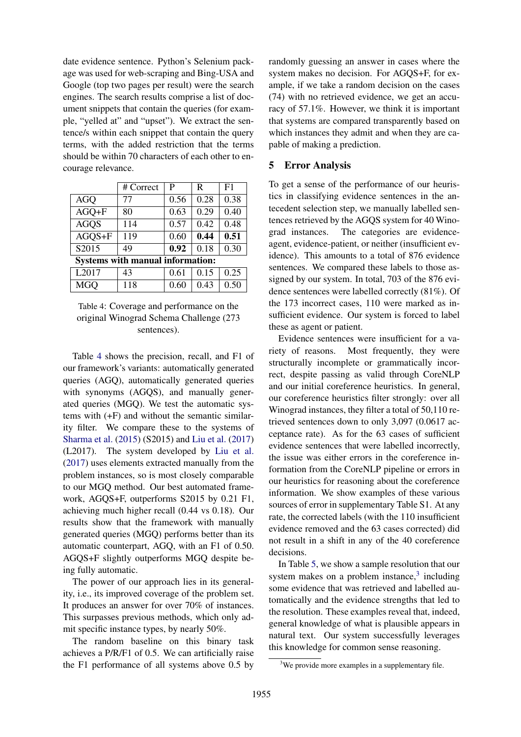date evidence sentence. Python's Selenium package was used for web-scraping and Bing-USA and Google (top two pages per result) were the search engines. The search results comprise a list of document snippets that contain the queries (for example, "yelled at" and "upset"). We extract the sentence/s within each snippet that contain the query terms, with the added restriction that the terms should be within 70 characters of each other to encourage relevance.

| | # Correct | P | R | F1 |
|---|---|---|---|---|
| AGQ | 77 | 0.56 | 0.28 | 0.38 |
| AGQ+F | 80 | 0.63 | 0.29 | 0.40 |
| AGQS | 114 | 0.57 | 0.42 | 0.48 |
| AGQS+F | 119 | 0.60 | **0.44** | **0.51** |
| S2015 | 49 | **0.92** | 0.18 | 0.30 |
| **Systems with manual information:** | | | | |
| L2017 | 43 | 0.61 | 0.15 | 0.25 |
| MGQ | 118 | 0.60 | 0.43 | 0.50 |

Table 4: Coverage and performance on the original Winograd Schema Challenge (273 sentences).

Table 4 shows the precision, recall, and F1 of our framework's variants: automatically generated queries (AGQ), automatically generated queries with synonyms (AGQS), and manually generated queries (MGQ). We test the automatic systems with (+F) and without the semantic similarity filter. We compare these to the systems of Sharma et al. (2015) (S2015) and Liu et al. (2017) (L2017). The system developed by Liu et al. (2017) uses elements extracted manually from the problem instances, so is most closely comparable to our MGQ method. Our best automated framework, AGQS+F, outperforms S2015 by 0.21 F1, achieving much higher recall (0.44 vs 0.18). Our results show that the framework with manually generated queries (MGQ) performs better than its automatic counterpart, AGQ, with an F1 of 0.50. AGQS+F slightly outperforms MGQ despite being fully automatic.

The power of our approach lies in its generality, i.e., its improved coverage of the problem set. It produces an answer for over 70% of instances. This surpasses previous methods, which only admit specific instance types, by nearly 50%.

The random baseline on this binary task achieves a P/R/F1 of 0.5. We can artificially raise the F1 performance of all systems above 0.5 by randomly guessing an answer in cases where the system makes no decision. For AGQS+F, for example, if we take a random decision on the cases (74) with no retrieved evidence, we get an accuracy of 57.1%. However, we think it is important that systems are compared transparently based on which instances they admit and when they are capable of making a prediction.

## 5 Error Analysis

To get a sense of the performance of our heuristics in classifying evidence sentences in the antecedent selection step, we manually labelled sentences retrieved by the AGQS system for 40 Winograd instances. The categories are evidence-agent, evidence-patient, or neither (insufficient evidence). This amounts to a total of 876 evidence sentences. We compared these labels to those assigned by our system. In total, 703 of the 876 evidence sentences were labelled correctly (81%). Of the 173 incorrect cases, 110 were marked as insufficient evidence. Our system is forced to label these as agent or patient.

Evidence sentences were insufficient for a variety of reasons. Most frequently, they were structurally incomplete or grammatically incorrect, despite passing as valid through CoreNLP and our initial coreference heuristics. In general, our coreference heuristics filter strongly: over all Winograd instances, they filter a total of 50,110 retrieved sentences down to only 3,097 (0.0617 acceptance rate). As for the 63 cases of sufficient evidence sentences that were labelled incorrectly, the issue was either errors in the coreference information from the CoreNLP pipeline or errors in our heuristics for reasoning about the coreference information. We show examples of these various sources of error in supplementary Table S1. At any rate, the corrected labels (with the 110 insufficient evidence removed and the 63 cases corrected) did not result in a shift in any of the 40 coreference decisions.

In Table 5, we show a sample resolution that our system makes on a problem instance,[3] including some evidence that was retrieved and labelled automatically and the evidence strengths that led to the resolution. These examples reveal that, indeed, general knowledge of what is plausible appears in natural text. Our system successfully leverages this knowledge for common sense reasoning.

[3] We provide more examples in a supplementary file.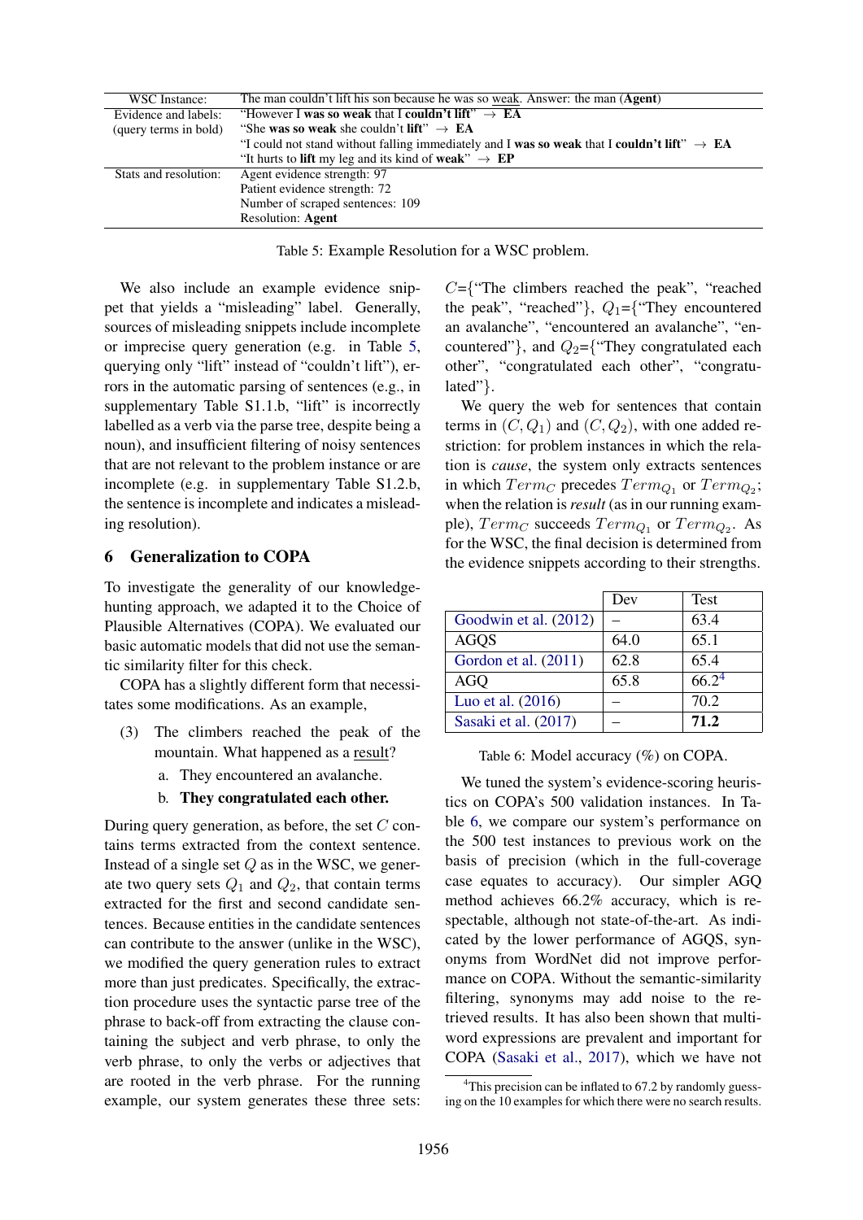| WSC Instance: | The man couldn't lift his son because he was so weak. Answer: the man (**Agent**) |
|---|---|
| Evidence and labels: (query terms in bold) | "However I **was so weak** that I **couldn't lift**" → **EA** |
| | "She **was so weak** she couldn't **lift**" → **EA** |
| | "I could not stand without falling immediately and I **was so weak** that I **couldn't lift**" → **EA** |
| | "It hurts to **lift** my leg and its kind of **weak**" → **EP** |
| Stats and resolution: | Agent evidence strength: 97 |
| | Patient evidence strength: 72 |
| | Number of scraped sentences: 109 |
| | Resolution: **Agent** |

Table 5: Example Resolution for a WSC problem.

We also include an example evidence snippet that yields a "misleading" label. Generally, sources of misleading snippets include incomplete or imprecise query generation (e.g. in Table 5, querying only "lift" instead of "couldn't lift"), errors in the automatic parsing of sentences (e.g., in supplementary Table S1.1.b, "lift" is incorrectly labelled as a verb via the parse tree, despite being a noun), and insufficient filtering of noisy sentences that are not relevant to the problem instance or are incomplete (e.g. in supplementary Table S1.2.b, the sentence is incomplete and indicates a misleading resolution).

## 6 Generalization to COPA

To investigate the generality of our knowledge-hunting approach, we adapted it to the Choice of Plausible Alternatives (COPA). We evaluated our basic automatic models that did not use the semantic similarity filter for this check.

COPA has a slightly different form that necessitates some modifications. As an example,

(3) The climbers reached the peak of the mountain. What happened as a result?
  a. They encountered an avalanche.
  b. **They congratulated each other.**

During query generation, as before, the set $C$ contains terms extracted from the context sentence. Instead of a single set $Q$ as in the WSC, we generate two query sets $Q_1$ and $Q_2$, that contain terms extracted for the first and second candidate sentences. Because entities in the candidate sentences can contribute to the answer (unlike in the WSC), we modified the query generation rules to extract more than just predicates. Specifically, the extraction procedure uses the syntactic parse tree of the phrase to back-off from extracting the clause containing the subject and verb phrase, to only the verb phrase, to only the verbs or adjectives that are rooted in the verb phrase. For the running example, our system generates these three sets: $C$={"The climbers reached the peak", "reached the peak", "reached"}, $Q_1$={"They encountered an avalanche", "encountered an avalanche", "encountered"}, and $Q_2$={"They congratulated each other", "congratulated each other", "congratulated"}.

We query the web for sentences that contain terms in $(C, Q_1)$ and $(C, Q_2)$, with one added restriction: for problem instances in which the relation is *cause*, the system only extracts sentences in which $Term_C$ precedes $Term_{Q_1}$ or $Term_{Q_2}$; when the relation is *result* (as in our running example), $Term_C$ succeeds $Term_{Q_1}$ or $Term_{Q_2}$. As for the WSC, the final decision is determined from the evidence snippets according to their strengths.

| | Dev | Test |
|---|---|---|
| Goodwin et al. (2012) | – | 63.4 |
| AGQS | 64.0 | 65.1 |
| Gordon et al. (2011) | 62.8 | 65.4 |
| AGQ | 65.8 | 66.2[4] |
| Luo et al. (2016) | – | 70.2 |
| Sasaki et al. (2017) | – | **71.2** |

Table 6: Model accuracy (%) on COPA.

We tuned the system's evidence-scoring heuristics on COPA's 500 validation instances. In Table 6, we compare our system's performance on the 500 test instances to previous work on the basis of precision (which in the full-coverage case equates to accuracy). Our simpler AGQ method achieves 66.2% accuracy, which is respectable, although not state-of-the-art. As indicated by the lower performance of AGQS, synonyms from WordNet did not improve performance on COPA. Without the semantic-similarity filtering, synonyms may add noise to the retrieved results. It has also been shown that multi-word expressions are prevalent and important for COPA (Sasaki et al., 2017), which we have not

[4] This precision can be inflated to 67.2 by randomly guessing on the 10 examples for which there were no search results.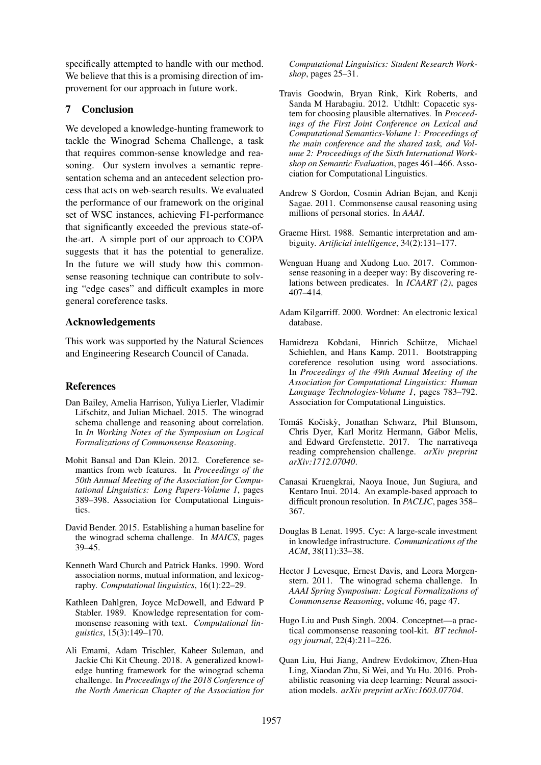specifically attempted to handle with our method. We believe that this is a promising direction of improvement for our approach in future work.

## 7 Conclusion

We developed a knowledge-hunting framework to tackle the Winograd Schema Challenge, a task that requires common-sense knowledge and reasoning. Our system involves a semantic representation schema and an antecedent selection process that acts on web-search results. We evaluated the performance of our framework on the original set of WSC instances, achieving F1-performance that significantly exceeded the previous state-of-the-art. A simple port of our approach to COPA suggests that it has the potential to generalize. In the future we will study how this commonsense reasoning technique can contribute to solving "edge cases" and difficult examples in more general coreference tasks.

## Acknowledgements

This work was supported by the Natural Sciences and Engineering Research Council of Canada.

## References

Dan Bailey, Amelia Harrison, Yuliya Lierler, Vladimir Lifschitz, and Julian Michael. 2015. The winograd schema challenge and reasoning about correlation. In *In Working Notes of the Symposium on Logical Formalizations of Commonsense Reasoning*.

Mohit Bansal and Dan Klein. 2012. Coreference semantics from web features. In *Proceedings of the 50th Annual Meeting of the Association for Computational Linguistics: Long Papers-Volume 1*, pages 389–398. Association for Computational Linguistics.

David Bender. 2015. Establishing a human baseline for the winograd schema challenge. In *MAICS*, pages 39–45.

Kenneth Ward Church and Patrick Hanks. 1990. Word association norms, mutual information, and lexicography. *Computational linguistics*, 16(1):22–29.

Kathleen Dahlgren, Joyce McDowell, and Edward P Stabler. 1989. Knowledge representation for commonsense reasoning with text. *Computational linguistics*, 15(3):149–170.

Ali Emami, Adam Trischler, Kaheer Suleman, and Jackie Chi Kit Cheung. 2018. A generalized knowledge hunting framework for the winograd schema challenge. In *Proceedings of the 2018 Conference of the North American Chapter of the Association for Computational Linguistics: Student Research Workshop*, pages 25–31.

Travis Goodwin, Bryan Rink, Kirk Roberts, and Sanda M Harabagiu. 2012. Utdhlt: Copacetic system for choosing plausible alternatives. In *Proceedings of the First Joint Conference on Lexical and Computational Semantics-Volume 1: Proceedings of the main conference and the shared task, and Volume 2: Proceedings of the Sixth International Workshop on Semantic Evaluation*, pages 461–466. Association for Computational Linguistics.

Andrew S Gordon, Cosmin Adrian Bejan, and Kenji Sagae. 2011. Commonsense causal reasoning using millions of personal stories. In *AAAI*.

Graeme Hirst. 1988. Semantic interpretation and ambiguity. *Artificial intelligence*, 34(2):131–177.

Wenguan Huang and Xudong Luo. 2017. Commonsense reasoning in a deeper way: By discovering relations between predicates. In *ICAART (2)*, pages 407–414.

Adam Kilgarriff. 2000. Wordnet: An electronic lexical database.

Hamidreza Kobdani, Hinrich Schütze, Michael Schiehlen, and Hans Kamp. 2011. Bootstrapping coreference resolution using word associations. In *Proceedings of the 49th Annual Meeting of the Association for Computational Linguistics: Human Language Technologies-Volume 1*, pages 783–792. Association for Computational Linguistics.

Tomáš Kočiskỳ, Jonathan Schwarz, Phil Blunsom, Chris Dyer, Karl Moritz Hermann, Gábor Melis, and Edward Grefenstette. 2017. The narrativeqa reading comprehension challenge. *arXiv preprint arXiv:1712.07040*.

Canasai Kruengkrai, Naoya Inoue, Jun Sugiura, and Kentaro Inui. 2014. An example-based approach to difficult pronoun resolution. In *PACLIC*, pages 358–367.

Douglas B Lenat. 1995. Cyc: A large-scale investment in knowledge infrastructure. *Communications of the ACM*, 38(11):33–38.

Hector J Levesque, Ernest Davis, and Leora Morgenstern. 2011. The winograd schema challenge. In *AAAI Spring Symposium: Logical Formalizations of Commonsense Reasoning*, volume 46, page 47.

Hugo Liu and Push Singh. 2004. Conceptnet—a practical commonsense reasoning tool-kit. *BT technology journal*, 22(4):211–226.

Quan Liu, Hui Jiang, Andrew Evdokimov, Zhen-Hua Ling, Xiaodan Zhu, Si Wei, and Yu Hu. 2016. Probabilistic reasoning via deep learning: Neural association models. *arXiv preprint arXiv:1603.07704*.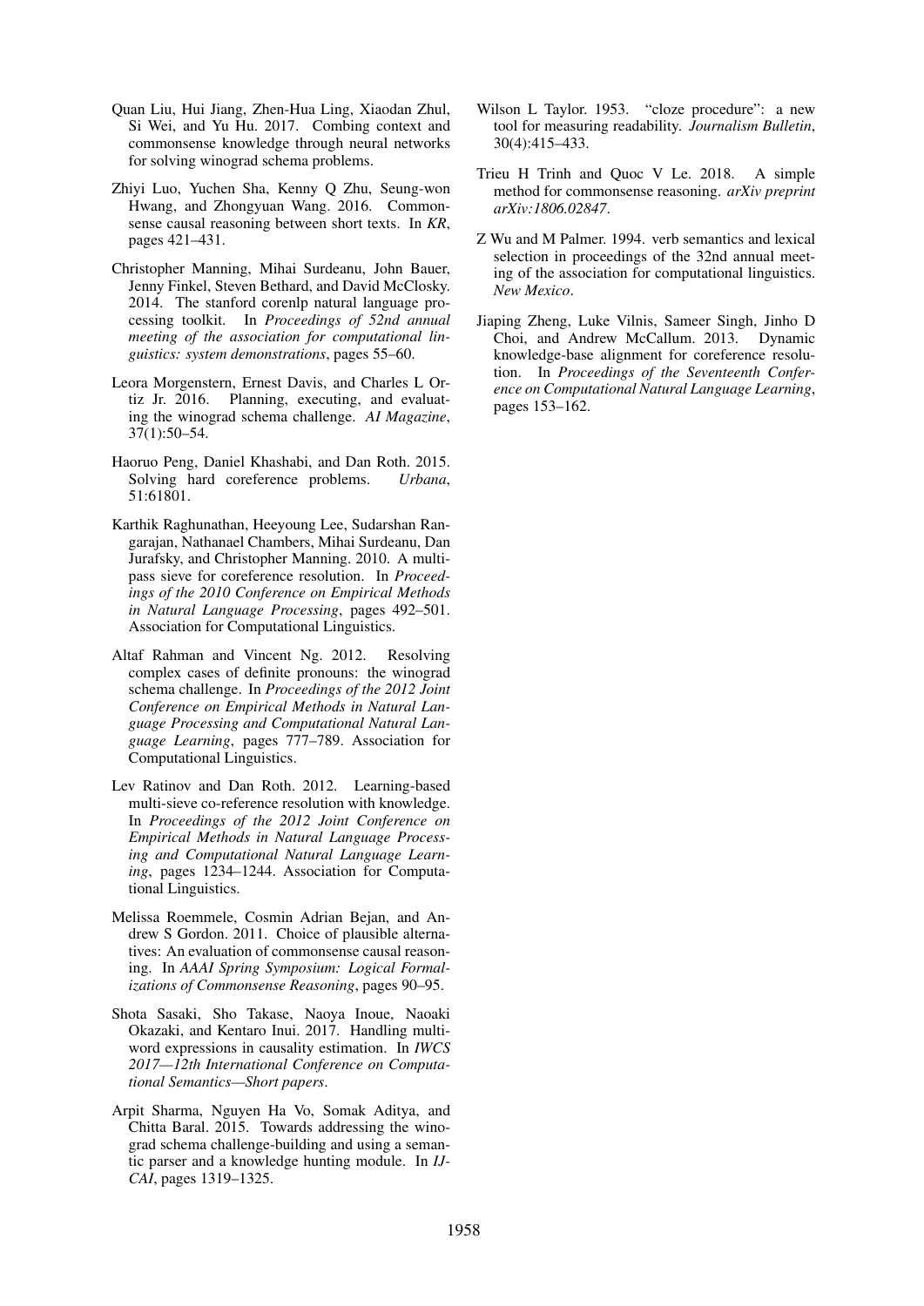Quan Liu, Hui Jiang, Zhen-Hua Ling, Xiaodan Zhul, Si Wei, and Yu Hu. 2017. Combing context and commonsense knowledge through neural networks for solving winograd schema problems.

Zhiyi Luo, Yuchen Sha, Kenny Q Zhu, Seung-won Hwang, and Zhongyuan Wang. 2016. Commonsense causal reasoning between short texts. In *KR*, pages 421–431.

Christopher Manning, Mihai Surdeanu, John Bauer, Jenny Finkel, Steven Bethard, and David McClosky. 2014. The stanford corenlp natural language processing toolkit. In *Proceedings of 52nd annual meeting of the association for computational linguistics: system demonstrations*, pages 55–60.

Leora Morgenstern, Ernest Davis, and Charles L Ortiz Jr. 2016. Planning, executing, and evaluating the winograd schema challenge. *AI Magazine*, 37(1):50–54.

Haoruo Peng, Daniel Khashabi, and Dan Roth. 2015. Solving hard coreference problems. *Urbana*, 51:61801.

Karthik Raghunathan, Heeyoung Lee, Sudarshan Rangarajan, Nathanael Chambers, Mihai Surdeanu, Dan Jurafsky, and Christopher Manning. 2010. A multi-pass sieve for coreference resolution. In *Proceedings of the 2010 Conference on Empirical Methods in Natural Language Processing*, pages 492–501. Association for Computational Linguistics.

Altaf Rahman and Vincent Ng. 2012. Resolving complex cases of definite pronouns: the winograd schema challenge. In *Proceedings of the 2012 Joint Conference on Empirical Methods in Natural Language Processing and Computational Natural Language Learning*, pages 777–789. Association for Computational Linguistics.

Lev Ratinov and Dan Roth. 2012. Learning-based multi-sieve co-reference resolution with knowledge. In *Proceedings of the 2012 Joint Conference on Empirical Methods in Natural Language Processing and Computational Natural Language Learning*, pages 1234–1244. Association for Computational Linguistics.

Melissa Roemmele, Cosmin Adrian Bejan, and Andrew S Gordon. 2011. Choice of plausible alternatives: An evaluation of commonsense causal reasoning. In *AAAI Spring Symposium: Logical Formalizations of Commonsense Reasoning*, pages 90–95.

Shota Sasaki, Sho Takase, Naoya Inoue, Naoaki Okazaki, and Kentaro Inui. 2017. Handling multi-word expressions in causality estimation. In *IWCS 2017—12th International Conference on Computational Semantics—Short papers*.

Arpit Sharma, Nguyen Ha Vo, Somak Aditya, and Chitta Baral. 2015. Towards addressing the winograd schema challenge-building and using a semantic parser and a knowledge hunting module. In *IJCAI*, pages 1319–1325.

Wilson L Taylor. 1953. "cloze procedure": a new tool for measuring readability. *Journalism Bulletin*, 30(4):415–433.

Trieu H Trinh and Quoc V Le. 2018. A simple method for commonsense reasoning. *arXiv preprint arXiv:1806.02847*.

Z Wu and M Palmer. 1994. verb semantics and lexical selection in proceedings of the 32nd annual meeting of the association for computational linguistics. *New Mexico*.

Jiaping Zheng, Luke Vilnis, Sameer Singh, Jinho D Choi, and Andrew McCallum. 2013. Dynamic knowledge-base alignment for coreference resolution. In *Proceedings of the Seventeenth Conference on Computational Natural Language Learning*, pages 153–162.